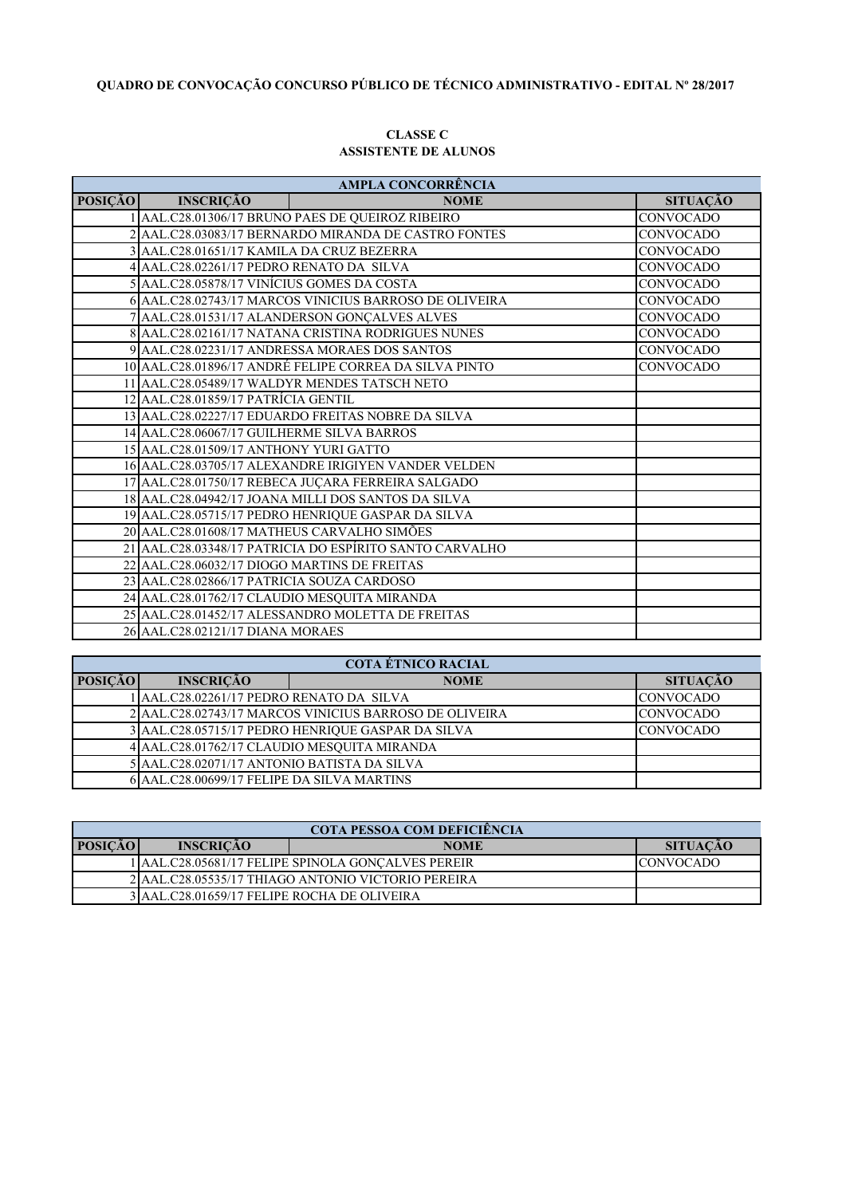**QUADRO DE CONVOCAÇÃO CONCURSO PÚBLICO DE TÉCNICO ADMINISTRATIVO - EDITAL Nº 28/2017**

**CLASSE C**
**ASSISTENTE DE ALUNOS**

| AMPLA CONCORRÊNCIA | | | |
|---|---|---|---|
| **POSIÇÃO** | **INSCRIÇÃO** | **NOME** | **SITUAÇÃO** |
| 1 | AAL.C28.01306/17 | BRUNO PAES DE QUEIROZ RIBEIRO | CONVOCADO |
| 2 | AAL.C28.03083/17 | BERNARDO MIRANDA DE CASTRO FONTES | CONVOCADO |
| 3 | AAL.C28.01651/17 | KAMILA DA CRUZ BEZERRA | CONVOCADO |
| 4 | AAL.C28.02261/17 | PEDRO RENATO DA SILVA | CONVOCADO |
| 5 | AAL.C28.05878/17 | VINÍCIUS GOMES DA COSTA | CONVOCADO |
| 6 | AAL.C28.02743/17 | MARCOS VINICIUS BARROSO DE OLIVEIRA | CONVOCADO |
| 7 | AAL.C28.01531/17 | ALANDERSON GONÇALVES ALVES | CONVOCADO |
| 8 | AAL.C28.02161/17 | NATANA CRISTINA RODRIGUES NUNES | CONVOCADO |
| 9 | AAL.C28.02231/17 | ANDRESSA MORAES DOS SANTOS | CONVOCADO |
| 10 | AAL.C28.01896/17 | ANDRÉ FELIPE CORREA DA SILVA PINTO | CONVOCADO |
| 11 | AAL.C28.05489/17 | WALDYR MENDES TATSCH NETO | |
| 12 | AAL.C28.01859/17 | PATRÍCIA GENTIL | |
| 13 | AAL.C28.02227/17 | EDUARDO FREITAS NOBRE DA SILVA | |
| 14 | AAL.C28.06067/17 | GUILHERME SILVA BARROS | |
| 15 | AAL.C28.01509/17 | ANTHONY YURI GATTO | |
| 16 | AAL.C28.03705/17 | ALEXANDRE IRIGIYEN VANDER VELDEN | |
| 17 | AAL.C28.01750/17 | REBECA JUÇARA FERREIRA SALGADO | |
| 18 | AAL.C28.04942/17 | JOANA MILLI DOS SANTOS DA SILVA | |
| 19 | AAL.C28.05715/17 | PEDRO HENRIQUE GASPAR DA SILVA | |
| 20 | AAL.C28.01608/17 | MATHEUS CARVALHO SIMÕES | |
| 21 | AAL.C28.03348/17 | PATRICIA DO ESPÍRITO SANTO CARVALHO | |
| 22 | AAL.C28.06032/17 | DIOGO MARTINS DE FREITAS | |
| 23 | AAL.C28.02866/17 | PATRICIA SOUZA CARDOSO | |
| 24 | AAL.C28.01762/17 | CLAUDIO MESQUITA MIRANDA | |
| 25 | AAL.C28.01452/17 | ALESSANDRO MOLETTA DE FREITAS | |
| 26 | AAL.C28.02121/17 | DIANA MORAES | |

| COTA ÉTNICO RACIAL | | | |
|---|---|---|---|
| **POSIÇÃO** | **INSCRIÇÃO** | **NOME** | **SITUAÇÃO** |
| 1 | AAL.C28.02261/17 | PEDRO RENATO DA SILVA | CONVOCADO |
| 2 | AAL.C28.02743/17 | MARCOS VINICIUS BARROSO DE OLIVEIRA | CONVOCADO |
| 3 | AAL.C28.05715/17 | PEDRO HENRIQUE GASPAR DA SILVA | CONVOCADO |
| 4 | AAL.C28.01762/17 | CLAUDIO MESQUITA MIRANDA | |
| 5 | AAL.C28.02071/17 | ANTONIO BATISTA DA SILVA | |
| 6 | AAL.C28.00699/17 | FELIPE DA SILVA MARTINS | |

| COTA PESSOA COM DEFICIÊNCIA | | | |
|---|---|---|---|
| **POSIÇÃO** | **INSCRIÇÃO** | **NOME** | **SITUAÇÃO** |
| 1 | AAL.C28.05681/17 | FELIPE SPINOLA GONÇALVES PEREIR | CONVOCADO |
| 2 | AAL.C28.05535/17 | THIAGO ANTONIO VICTORIO PEREIRA | |
| 3 | AAL.C28.01659/17 | FELIPE ROCHA DE OLIVEIRA | |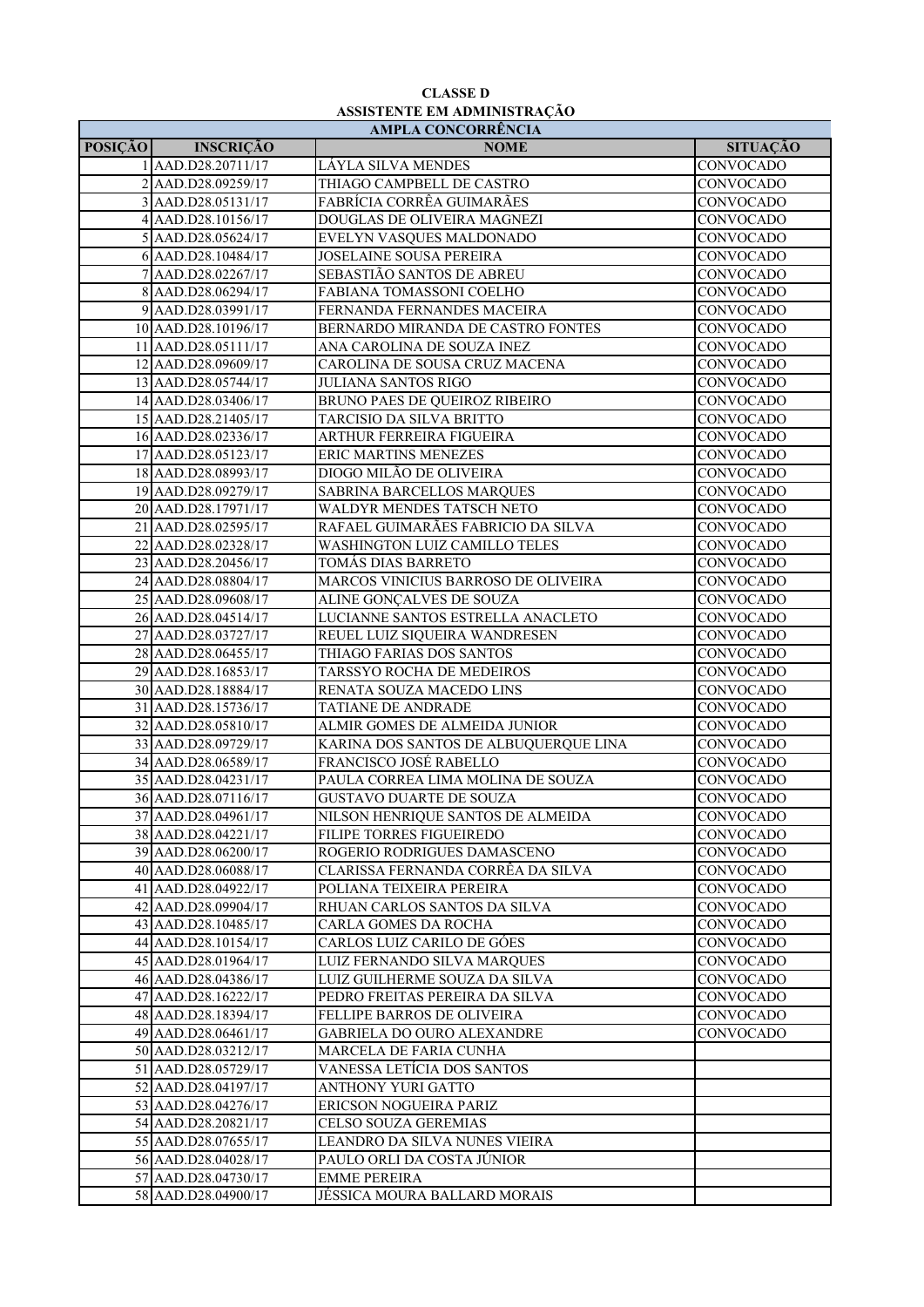**CLASSE D**

**ASSISTENTE EM ADMINISTRAÇÃO**

| AMPLA CONCORRÊNCIA | | | |
|---|---|---|---|
| **POSIÇÃO** | **INSCRIÇÃO** | **NOME** | **SITUAÇÃO** |
| 1 | AAD.D28.20711/17 | LÁYLA SILVA MENDES | CONVOCADO |
| 2 | AAD.D28.09259/17 | THIAGO CAMPBELL DE CASTRO | CONVOCADO |
| 3 | AAD.D28.05131/17 | FABRÍCIA CORRÊA GUIMARÃES | CONVOCADO |
| 4 | AAD.D28.10156/17 | DOUGLAS DE OLIVEIRA MAGNEZI | CONVOCADO |
| 5 | AAD.D28.05624/17 | EVELYN VASQUES MALDONADO | CONVOCADO |
| 6 | AAD.D28.10484/17 | JOSELAINE SOUSA PEREIRA | CONVOCADO |
| 7 | AAD.D28.02267/17 | SEBASTIÃO SANTOS DE ABREU | CONVOCADO |
| 8 | AAD.D28.06294/17 | FABIANA TOMASSONI COELHO | CONVOCADO |
| 9 | AAD.D28.03991/17 | FERNANDA FERNANDES MACEIRA | CONVOCADO |
| 10 | AAD.D28.10196/17 | BERNARDO MIRANDA DE CASTRO FONTES | CONVOCADO |
| 11 | AAD.D28.05111/17 | ANA CAROLINA DE SOUZA INEZ | CONVOCADO |
| 12 | AAD.D28.09609/17 | CAROLINA DE SOUSA CRUZ MACENA | CONVOCADO |
| 13 | AAD.D28.05744/17 | JULIANA SANTOS RIGO | CONVOCADO |
| 14 | AAD.D28.03406/17 | BRUNO PAES DE QUEIROZ RIBEIRO | CONVOCADO |
| 15 | AAD.D28.21405/17 | TARCISIO DA SILVA BRITTO | CONVOCADO |
| 16 | AAD.D28.02336/17 | ARTHUR FERREIRA FIGUEIRA | CONVOCADO |
| 17 | AAD.D28.05123/17 | ERIC MARTINS MENEZES | CONVOCADO |
| 18 | AAD.D28.08993/17 | DIOGO MILÃO DE OLIVEIRA | CONVOCADO |
| 19 | AAD.D28.09279/17 | SABRINA BARCELLOS MARQUES | CONVOCADO |
| 20 | AAD.D28.17971/17 | WALDYR MENDES TATSCH NETO | CONVOCADO |
| 21 | AAD.D28.02595/17 | RAFAEL GUIMARÃES FABRICIO DA SILVA | CONVOCADO |
| 22 | AAD.D28.02328/17 | WASHINGTON LUIZ CAMILLO TELES | CONVOCADO |
| 23 | AAD.D28.20456/17 | TOMÁS DIAS BARRETO | CONVOCADO |
| 24 | AAD.D28.08804/17 | MARCOS VINICIUS BARROSO DE OLIVEIRA | CONVOCADO |
| 25 | AAD.D28.09608/17 | ALINE GONÇALVES DE SOUZA | CONVOCADO |
| 26 | AAD.D28.04514/17 | LUCIANNE SANTOS ESTRELLA ANACLETO | CONVOCADO |
| 27 | AAD.D28.03727/17 | REUEL LUIZ SIQUEIRA WANDRESEN | CONVOCADO |
| 28 | AAD.D28.06455/17 | THIAGO FARIAS DOS SANTOS | CONVOCADO |
| 29 | AAD.D28.16853/17 | TARSSYO ROCHA DE MEDEIROS | CONVOCADO |
| 30 | AAD.D28.18884/17 | RENATA SOUZA MACEDO LINS | CONVOCADO |
| 31 | AAD.D28.15736/17 | TATIANE DE ANDRADE | CONVOCADO |
| 32 | AAD.D28.05810/17 | ALMIR GOMES DE ALMEIDA JUNIOR | CONVOCADO |
| 33 | AAD.D28.09729/17 | KARINA DOS SANTOS DE ALBUQUERQUE LINA | CONVOCADO |
| 34 | AAD.D28.06589/17 | FRANCISCO JOSÉ RABELLO | CONVOCADO |
| 35 | AAD.D28.04231/17 | PAULA CORREA LIMA MOLINA DE SOUZA | CONVOCADO |
| 36 | AAD.D28.07116/17 | GUSTAVO DUARTE DE SOUZA | CONVOCADO |
| 37 | AAD.D28.04961/17 | NILSON HENRIQUE SANTOS DE ALMEIDA | CONVOCADO |
| 38 | AAD.D28.04221/17 | FILIPE TORRES FIGUEIREDO | CONVOCADO |
| 39 | AAD.D28.06200/17 | ROGERIO RODRIGUES DAMASCENO | CONVOCADO |
| 40 | AAD.D28.06088/17 | CLARISSA FERNANDA CORRÊA DA SILVA | CONVOCADO |
| 41 | AAD.D28.04922/17 | POLIANA TEIXEIRA PEREIRA | CONVOCADO |
| 42 | AAD.D28.09904/17 | RHUAN CARLOS SANTOS DA SILVA | CONVOCADO |
| 43 | AAD.D28.10485/17 | CARLA GOMES DA ROCHA | CONVOCADO |
| 44 | AAD.D28.10154/17 | CARLOS LUIZ CARILO DE GÓES | CONVOCADO |
| 45 | AAD.D28.01964/17 | LUIZ FERNANDO SILVA MARQUES | CONVOCADO |
| 46 | AAD.D28.04386/17 | LUIZ GUILHERME SOUZA DA SILVA | CONVOCADO |
| 47 | AAD.D28.16222/17 | PEDRO FREITAS PEREIRA DA SILVA | CONVOCADO |
| 48 | AAD.D28.18394/17 | FELLIPE BARROS DE OLIVEIRA | CONVOCADO |
| 49 | AAD.D28.06461/17 | GABRIELA DO OURO ALEXANDRE | CONVOCADO |
| 50 | AAD.D28.03212/17 | MARCELA DE FARIA CUNHA | |
| 51 | AAD.D28.05729/17 | VANESSA LETÍCIA DOS SANTOS | |
| 52 | AAD.D28.04197/17 | ANTHONY YURI GATTO | |
| 53 | AAD.D28.04276/17 | ERICSON NOGUEIRA PARIZ | |
| 54 | AAD.D28.20821/17 | CELSO SOUZA GEREMIAS | |
| 55 | AAD.D28.07655/17 | LEANDRO DA SILVA NUNES VIEIRA | |
| 56 | AAD.D28.04028/17 | PAULO ORLI DA COSTA JÚNIOR | |
| 57 | AAD.D28.04730/17 | EMME PEREIRA | |
| 58 | AAD.D28.04900/17 | JÉSSICA MOURA BALLARD MORAIS | |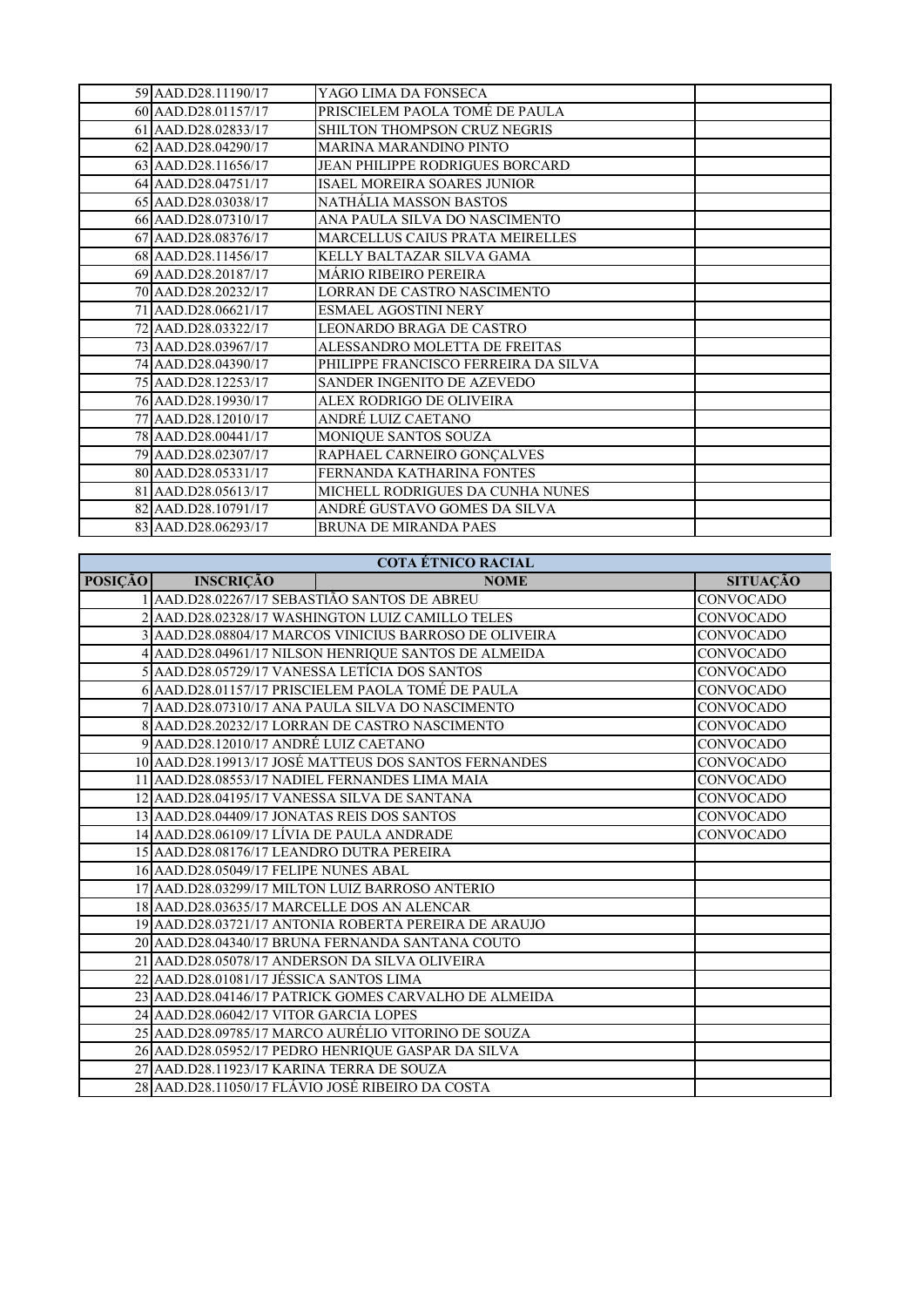| | | | |
|---|---|---|---|
| 59 | AAD.D28.11190/17 | YAGO LIMA DA FONSECA | |
| 60 | AAD.D28.01157/17 | PRISCIELEM PAOLA TOMÉ DE PAULA | |
| 61 | AAD.D28.02833/17 | SHILTON THOMPSON CRUZ NEGRIS | |
| 62 | AAD.D28.04290/17 | MARINA MARANDINO PINTO | |
| 63 | AAD.D28.11656/17 | JEAN PHILIPPE RODRIGUES BORCARD | |
| 64 | AAD.D28.04751/17 | ISAEL MOREIRA SOARES JUNIOR | |
| 65 | AAD.D28.03038/17 | NATHÁLIA MASSON BASTOS | |
| 66 | AAD.D28.07310/17 | ANA PAULA SILVA DO NASCIMENTO | |
| 67 | AAD.D28.08376/17 | MARCELLUS CAIUS PRATA MEIRELLES | |
| 68 | AAD.D28.11456/17 | KELLY BALTAZAR SILVA GAMA | |
| 69 | AAD.D28.20187/17 | MÁRIO RIBEIRO PEREIRA | |
| 70 | AAD.D28.20232/17 | LORRAN DE CASTRO NASCIMENTO | |
| 71 | AAD.D28.06621/17 | ESMAEL AGOSTINI NERY | |
| 72 | AAD.D28.03322/17 | LEONARDO BRAGA DE CASTRO | |
| 73 | AAD.D28.03967/17 | ALESSANDRO MOLETTA DE FREITAS | |
| 74 | AAD.D28.04390/17 | PHILIPPE FRANCISCO FERREIRA DA SILVA | |
| 75 | AAD.D28.12253/17 | SANDER INGENITO DE AZEVEDO | |
| 76 | AAD.D28.19930/17 | ALEX RODRIGO DE OLIVEIRA | |
| 77 | AAD.D28.12010/17 | ANDRÉ LUIZ CAETANO | |
| 78 | AAD.D28.00441/17 | MONIQUE SANTOS SOUZA | |
| 79 | AAD.D28.02307/17 | RAPHAEL CARNEIRO GONÇALVES | |
| 80 | AAD.D28.05331/17 | FERNANDA KATHARINA FONTES | |
| 81 | AAD.D28.05613/17 | MICHELL RODRIGUES DA CUNHA NUNES | |
| 82 | AAD.D28.10791/17 | ANDRÉ GUSTAVO GOMES DA SILVA | |
| 83 | AAD.D28.06293/17 | BRUNA DE MIRANDA PAES | |

| COTA ÉTNICO RACIAL | | | |
|---|---|---|---|
| **POSIÇÃO** | **INSCRIÇÃO** | **NOME** | **SITUAÇÃO** |
| 1 | AAD.D28.02267/17 | SEBASTIÃO SANTOS DE ABREU | CONVOCADO |
| 2 | AAD.D28.02328/17 | WASHINGTON LUIZ CAMILLO TELES | CONVOCADO |
| 3 | AAD.D28.08804/17 | MARCOS VINICIUS BARROSO DE OLIVEIRA | CONVOCADO |
| 4 | AAD.D28.04961/17 | NILSON HENRIQUE SANTOS DE ALMEIDA | CONVOCADO |
| 5 | AAD.D28.05729/17 | VANESSA LETÍCIA DOS SANTOS | CONVOCADO |
| 6 | AAD.D28.01157/17 | PRISCIELEM PAOLA TOMÉ DE PAULA | CONVOCADO |
| 7 | AAD.D28.07310/17 | ANA PAULA SILVA DO NASCIMENTO | CONVOCADO |
| 8 | AAD.D28.20232/17 | LORRAN DE CASTRO NASCIMENTO | CONVOCADO |
| 9 | AAD.D28.12010/17 | ANDRÉ LUIZ CAETANO | CONVOCADO |
| 10 | AAD.D28.19913/17 | JOSÉ MATTEUS DOS SANTOS FERNANDES | CONVOCADO |
| 11 | AAD.D28.08553/17 | NADIEL FERNANDES LIMA MAIA | CONVOCADO |
| 12 | AAD.D28.04195/17 | VANESSA SILVA DE SANTANA | CONVOCADO |
| 13 | AAD.D28.04409/17 | JONATAS REIS DOS SANTOS | CONVOCADO |
| 14 | AAD.D28.06109/17 | LÍVIA DE PAULA ANDRADE | CONVOCADO |
| 15 | AAD.D28.08176/17 | LEANDRO DUTRA PEREIRA | |
| 16 | AAD.D28.05049/17 | FELIPE NUNES ABAL | |
| 17 | AAD.D28.03299/17 | MILTON LUIZ BARROSO ANTERIO | |
| 18 | AAD.D28.03635/17 | MARCELLE DOS AN ALENCAR | |
| 19 | AAD.D28.03721/17 | ANTONIA ROBERTA PEREIRA DE ARAUJO | |
| 20 | AAD.D28.04340/17 | BRUNA FERNANDA SANTANA COUTO | |
| 21 | AAD.D28.05078/17 | ANDERSON DA SILVA OLIVEIRA | |
| 22 | AAD.D28.01081/17 | JÉSSICA SANTOS LIMA | |
| 23 | AAD.D28.04146/17 | PATRICK GOMES CARVALHO DE ALMEIDA | |
| 24 | AAD.D28.06042/17 | VITOR GARCIA LOPES | |
| 25 | AAD.D28.09785/17 | MARCO AURÉLIO VITORINO DE SOUZA | |
| 26 | AAD.D28.05952/17 | PEDRO HENRIQUE GASPAR DA SILVA | |
| 27 | AAD.D28.11923/17 | KARINA TERRA DE SOUZA | |
| 28 | AAD.D28.11050/17 | FLÁVIO JOSÉ RIBEIRO DA COSTA | |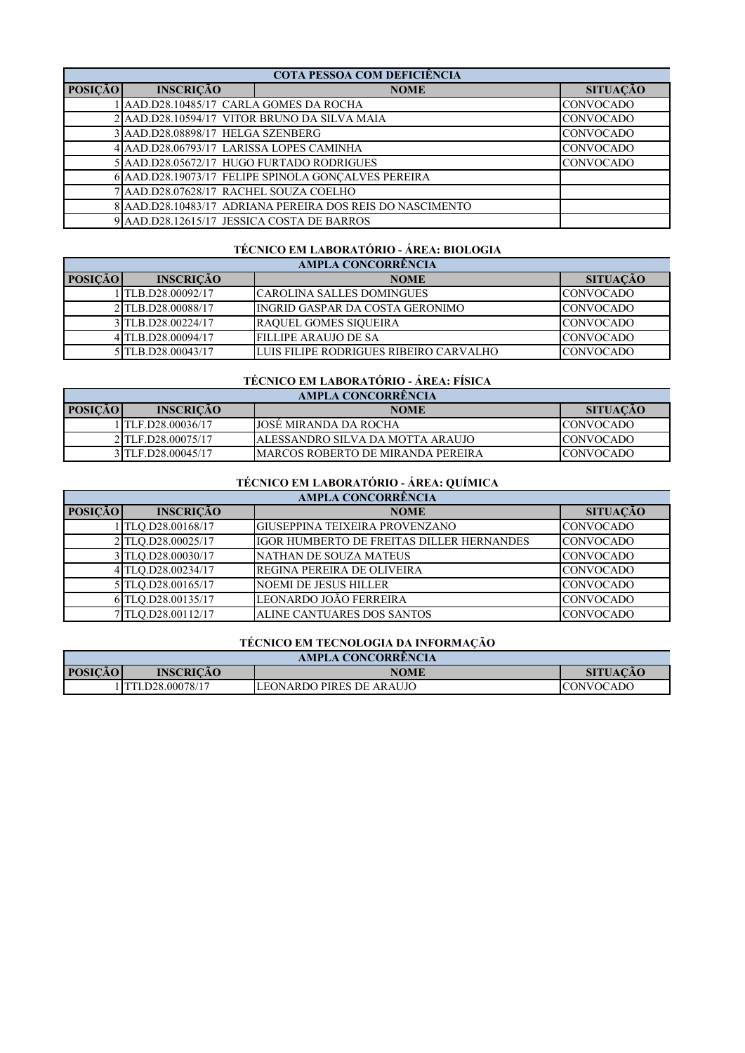| COTA PESSOA COM DEFICIÊNCIA | | | |
|---|---|---|---|
| **POSIÇÃO** | **INSCRIÇÃO** | **NOME** | **SITUAÇÃO** |
| 1 | AAD.D28.10485/17 | CARLA GOMES DA ROCHA | CONVOCADO |
| 2 | AAD.D28.10594/17 | VITOR BRUNO DA SILVA MAIA | CONVOCADO |
| 3 | AAD.D28.08898/17 | HELGA SZENBERG | CONVOCADO |
| 4 | AAD.D28.06793/17 | LARISSA LOPES CAMINHA | CONVOCADO |
| 5 | AAD.D28.05672/17 | HUGO FURTADO RODRIGUES | CONVOCADO |
| 6 | AAD.D28.19073/17 | FELIPE SPINOLA GONÇALVES PEREIRA | |
| 7 | AAD.D28.07628/17 | RACHEL SOUZA COELHO | |
| 8 | AAD.D28.10483/17 | ADRIANA PEREIRA DOS REIS DO NASCIMENTO | |
| 9 | AAD.D28.12615/17 | JESSICA COSTA DE BARROS | |

## TÉCNICO EM LABORATÓRIO - ÁREA: BIOLOGIA

| AMPLA CONCORRÊNCIA | | | |
|---|---|---|---|
| **POSIÇÃO** | **INSCRIÇÃO** | **NOME** | **SITUAÇÃO** |
| 1 | TLB.D28.00092/17 | CAROLINA SALLES DOMINGUES | CONVOCADO |
| 2 | TLB.D28.00088/17 | INGRID GASPAR DA COSTA GERONIMO | CONVOCADO |
| 3 | TLB.D28.00224/17 | RAQUEL GOMES SIQUEIRA | CONVOCADO |
| 4 | TLB.D28.00094/17 | FILLIPE ARAUJO DE SA | CONVOCADO |
| 5 | TLB.D28.00043/17 | LUIS FILIPE RODRIGUES RIBEIRO CARVALHO | CONVOCADO |

## TÉCNICO EM LABORATÓRIO - ÁREA: FÍSICA

| AMPLA CONCORRÊNCIA | | | |
|---|---|---|---|
| **POSIÇÃO** | **INSCRIÇÃO** | **NOME** | **SITUAÇÃO** |
| 1 | TLF.D28.00036/17 | JOSÉ MIRANDA DA ROCHA | CONVOCADO |
| 2 | TLF.D28.00075/17 | ALESSANDRO SILVA DA MOTTA ARAUJO | CONVOCADO |
| 3 | TLF.D28.00045/17 | MARCOS ROBERTO DE MIRANDA PEREIRA | CONVOCADO |

## TÉCNICO EM LABORATÓRIO - ÁREA: QUÍMICA

| AMPLA CONCORRÊNCIA | | | |
|---|---|---|---|
| **POSIÇÃO** | **INSCRIÇÃO** | **NOME** | **SITUAÇÃO** |
| 1 | TLQ.D28.00168/17 | GIUSEPPINA TEIXEIRA PROVENZANO | CONVOCADO |
| 2 | TLQ.D28.00025/17 | IGOR HUMBERTO DE FREITAS DILLER HERNANDES | CONVOCADO |
| 3 | TLQ.D28.00030/17 | NATHAN DE SOUZA MATEUS | CONVOCADO |
| 4 | TLQ.D28.00234/17 | REGINA PEREIRA DE OLIVEIRA | CONVOCADO |
| 5 | TLQ.D28.00165/17 | NOEMI DE JESUS HILLER | CONVOCADO |
| 6 | TLQ.D28.00135/17 | LEONARDO JOÃO FERREIRA | CONVOCADO |
| 7 | TLQ.D28.00112/17 | ALINE CANTUARES DOS SANTOS | CONVOCADO |

## TÉCNICO EM TECNOLOGIA DA INFORMAÇÃO

| AMPLA CONCORRÊNCIA | | | |
|---|---|---|---|
| **POSIÇÃO** | **INSCRIÇÃO** | **NOME** | **SITUAÇÃO** |
| 1 | TTI.D28.00078/17 | LEONARDO PIRES DE ARAUJO | CONVOCADO |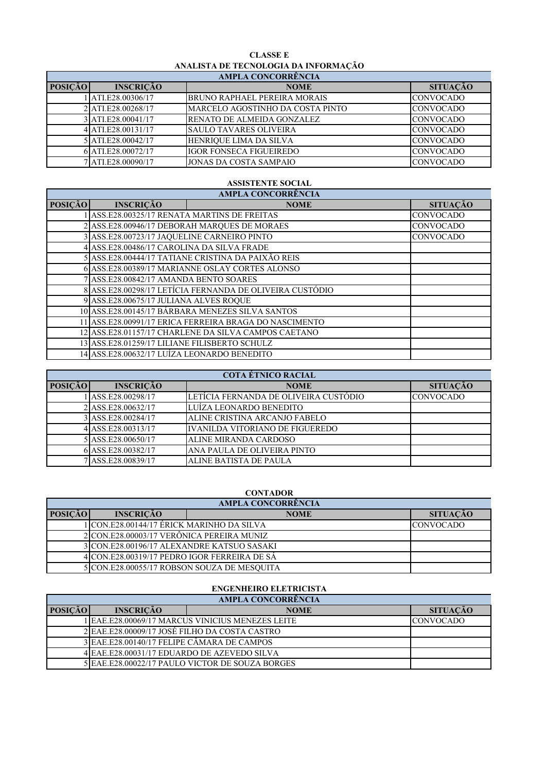**CLASSE E**

**ANALISTA DE TECNOLOGIA DA INFORMAÇÃO**

| AMPLA CONCORRÊNCIA | | | |
|---|---|---|---|
| **POSIÇÃO** | **INSCRIÇÃO** | **NOME** | **SITUAÇÃO** |
| 1 | ATI.E28.00306/17 | BRUNO RAPHAEL PEREIRA MORAIS | CONVOCADO |
| 2 | ATI.E28.00268/17 | MARCELO AGOSTINHO DA COSTA PINTO | CONVOCADO |
| 3 | ATI.E28.00041/17 | RENATO DE ALMEIDA GONZALEZ | CONVOCADO |
| 4 | ATI.E28.00131/17 | SAULO TAVARES OLIVEIRA | CONVOCADO |
| 5 | ATI.E28.00042/17 | HENRIQUE LIMA DA SILVA | CONVOCADO |
| 6 | ATI.E28.00072/17 | IGOR FONSECA FIGUEIREDO | CONVOCADO |
| 7 | ATI.E28.00090/17 | JONAS DA COSTA SAMPAIO | CONVOCADO |

**ASSISTENTE SOCIAL**

| AMPLA CONCORRÊNCIA | | | |
|---|---|---|---|
| **POSIÇÃO** | **INSCRIÇÃO** | **NOME** | **SITUAÇÃO** |
| 1 | ASS.E28.00325/17 | RENATA MARTINS DE FREITAS | CONVOCADO |
| 2 | ASS.E28.00946/17 | DEBORAH MARQUES DE MORAES | CONVOCADO |
| 3 | ASS.E28.00723/17 | JAQUELINE CARNEIRO PINTO | CONVOCADO |
| 4 | ASS.E28.00486/17 | CAROLINA DA SILVA FRADE | |
| 5 | ASS.E28.00444/17 | TATIANE CRISTINA DA PAIXÃO REIS | |
| 6 | ASS.E28.00389/17 | MARIANNE OSLAY CORTES ALONSO | |
| 7 | ASS.E28.00842/17 | AMANDA BENTO SOARES | |
| 8 | ASS.E28.00298/17 | LETÍCIA FERNANDA DE OLIVEIRA CUSTÓDIO | |
| 9 | ASS.E28.00675/17 | JULIANA ALVES ROQUE | |
| 10 | ASS.E28.00145/17 | BÁRBARA MENEZES SILVA SANTOS | |
| 11 | ASS.E28.00991/17 | ERICA FERREIRA BRAGA DO NASCIMENTO | |
| 12 | ASS.E28.01157/17 | CHARLENE DA SILVA CAMPOS CAETANO | |
| 13 | ASS.E28.01259/17 | LILIANE FILISBERTO SCHULZ | |
| 14 | ASS.E28.00632/17 | LUÍZA LEONARDO BENEDITO | |

| COTA ÉTNICO RACIAL | | | |
|---|---|---|---|
| **POSIÇÃO** | **INSCRIÇÃO** | **NOME** | **SITUAÇÃO** |
| 1 | ASS.E28.00298/17 | LETÍCIA FERNANDA DE OLIVEIRA CUSTÓDIO | CONVOCADO |
| 2 | ASS.E28.00632/17 | LUÍZA LEONARDO BENEDITO | |
| 3 | ASS.E28.00284/17 | ALINE CRISTINA ARCANJO FABELO | |
| 4 | ASS.E28.00313/17 | IVANILDA VITORIANO DE FIGUEREDO | |
| 5 | ASS.E28.00650/17 | ALINE MIRANDA CARDOSO | |
| 6 | ASS.E28.00382/17 | ANA PAULA DE OLIVEIRA PINTO | |
| 7 | ASS.E28.00839/17 | ALINE BATISTA DE PAULA | |

**CONTADOR**

| AMPLA CONCORRÊNCIA | | | |
|---|---|---|---|
| **POSIÇÃO** | **INSCRIÇÃO** | **NOME** | **SITUAÇÃO** |
| 1 | CON.E28.00144/17 | ÉRICK MARINHO DA SILVA | CONVOCADO |
| 2 | CON.E28.00003/17 | VERÔNICA PEREIRA MUNIZ | |
| 3 | CON.E28.00196/17 | ALEXANDRE KATSUO SASAKI | |
| 4 | CON.E28.00319/17 | PEDRO IGOR FERREIRA DE SÁ | |
| 5 | CON.E28.00055/17 | ROBSON SOUZA DE MESQUITA | |

**ENGENHEIRO ELETRICISTA**

| AMPLA CONCORRÊNCIA | | | |
|---|---|---|---|
| **POSIÇÃO** | **INSCRIÇÃO** | **NOME** | **SITUAÇÃO** |
| 1 | EAE.E28.00069/17 | MARCUS VINICIUS MENEZES LEITE | CONVOCADO |
| 2 | EAE.E28.00009/17 | JOSÉ FILHO DA COSTA CASTRO | |
| 3 | EAE.E28.00140/17 | FELIPE CÂMARA DE CAMPOS | |
| 4 | EAE.E28.00031/17 | EDUARDO DE AZEVEDO SILVA | |
| 5 | EAE.E28.00022/17 | PAULO VICTOR DE SOUZA BORGES | |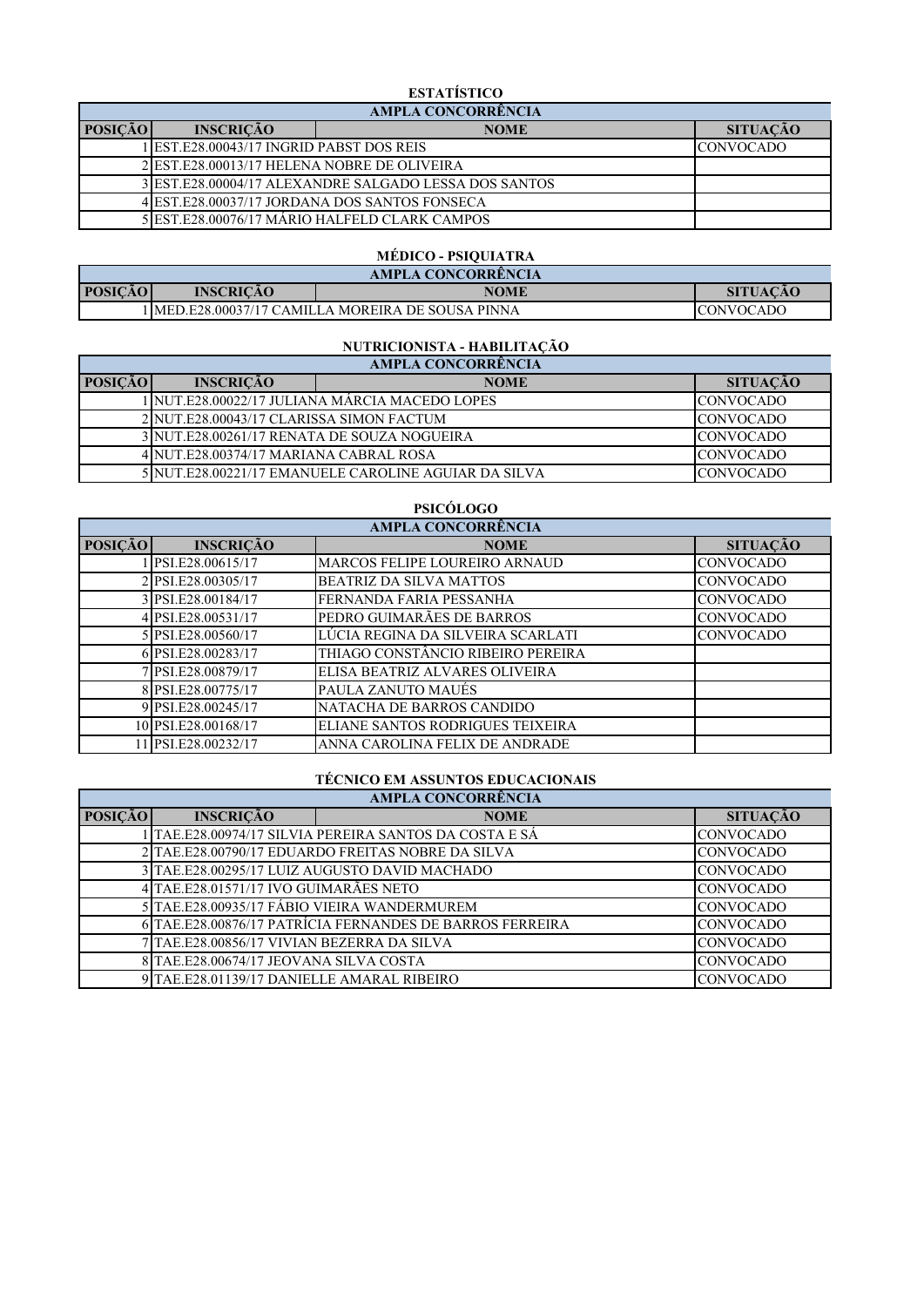### ESTATÍSTICO

| AMPLA CONCORRÊNCIA | | | |
|---|---|---|---|
| **POSIÇÃO** | **INSCRIÇÃO** | **NOME** | **SITUAÇÃO** |
| 1 | EST.E28.00043/17 | INGRID PABST DOS REIS | CONVOCADO |
| 2 | EST.E28.00013/17 | HELENA NOBRE DE OLIVEIRA | |
| 3 | EST.E28.00004/17 | ALEXANDRE SALGADO LESSA DOS SANTOS | |
| 4 | EST.E28.00037/17 | JORDANA DOS SANTOS FONSECA | |
| 5 | EST.E28.00076/17 | MÁRIO HALFELD CLARK CAMPOS | |

### MÉDICO - PSIQUIATRA

| AMPLA CONCORRÊNCIA | | | |
|---|---|---|---|
| **POSIÇÃO** | **INSCRIÇÃO** | **NOME** | **SITUAÇÃO** |
| 1 | MED.E28.00037/17 | CAMILLA MOREIRA DE SOUSA PINNA | CONVOCADO |

### NUTRICIONISTA - HABILITAÇÃO

| AMPLA CONCORRÊNCIA | | | |
|---|---|---|---|
| **POSIÇÃO** | **INSCRIÇÃO** | **NOME** | **SITUAÇÃO** |
| 1 | NUT.E28.00022/17 | JULIANA MÁRCIA MACEDO LOPES | CONVOCADO |
| 2 | NUT.E28.00043/17 | CLARISSA SIMON FACTUM | CONVOCADO |
| 3 | NUT.E28.00261/17 | RENATA DE SOUZA NOGUEIRA | CONVOCADO |
| 4 | NUT.E28.00374/17 | MARIANA CABRAL ROSA | CONVOCADO |
| 5 | NUT.E28.00221/17 | EMANUELE CAROLINE AGUIAR DA SILVA | CONVOCADO |

### PSICÓLOGO

| AMPLA CONCORRÊNCIA | | | |
|---|---|---|---|
| **POSIÇÃO** | **INSCRIÇÃO** | **NOME** | **SITUAÇÃO** |
| 1 | PSI.E28.00615/17 | MARCOS FELIPE LOUREIRO ARNAUD | CONVOCADO |
| 2 | PSI.E28.00305/17 | BEATRIZ DA SILVA MATTOS | CONVOCADO |
| 3 | PSI.E28.00184/17 | FERNANDA FARIA PESSANHA | CONVOCADO |
| 4 | PSI.E28.00531/17 | PEDRO GUIMARÃES DE BARROS | CONVOCADO |
| 5 | PSI.E28.00560/17 | LÚCIA REGINA DA SILVEIRA SCARLATI | CONVOCADO |
| 6 | PSI.E28.00283/17 | THIAGO CONSTÂNCIO RIBEIRO PEREIRA | |
| 7 | PSI.E28.00879/17 | ELISA BEATRIZ ALVARES OLIVEIRA | |
| 8 | PSI.E28.00775/17 | PAULA ZANUTO MAUÉS | |
| 9 | PSI.E28.00245/17 | NATACHA DE BARROS CANDIDO | |
| 10 | PSI.E28.00168/17 | ELIANE SANTOS RODRIGUES TEIXEIRA | |
| 11 | PSI.E28.00232/17 | ANNA CAROLINA FELIX DE ANDRADE | |

### TÉCNICO EM ASSUNTOS EDUCACIONAIS

| AMPLA CONCORRÊNCIA | | | |
|---|---|---|---|
| **POSIÇÃO** | **INSCRIÇÃO** | **NOME** | **SITUAÇÃO** |
| 1 | TAE.E28.00974/17 | SILVIA PEREIRA SANTOS DA COSTA E SÁ | CONVOCADO |
| 2 | TAE.E28.00790/17 | EDUARDO FREITAS NOBRE DA SILVA | CONVOCADO |
| 3 | TAE.E28.00295/17 | LUIZ AUGUSTO DAVID MACHADO | CONVOCADO |
| 4 | TAE.E28.01571/17 | IVO GUIMARÃES NETO | CONVOCADO |
| 5 | TAE.E28.00935/17 | FÁBIO VIEIRA WANDERMUREM | CONVOCADO |
| 6 | TAE.E28.00876/17 | PATRÍCIA FERNANDES DE BARROS FERREIRA | CONVOCADO |
| 7 | TAE.E28.00856/17 | VIVIAN BEZERRA DA SILVA | CONVOCADO |
| 8 | TAE.E28.00674/17 | JEOVANA SILVA COSTA | CONVOCADO |
| 9 | TAE.E28.01139/17 | DANIELLE AMARAL RIBEIRO | CONVOCADO |